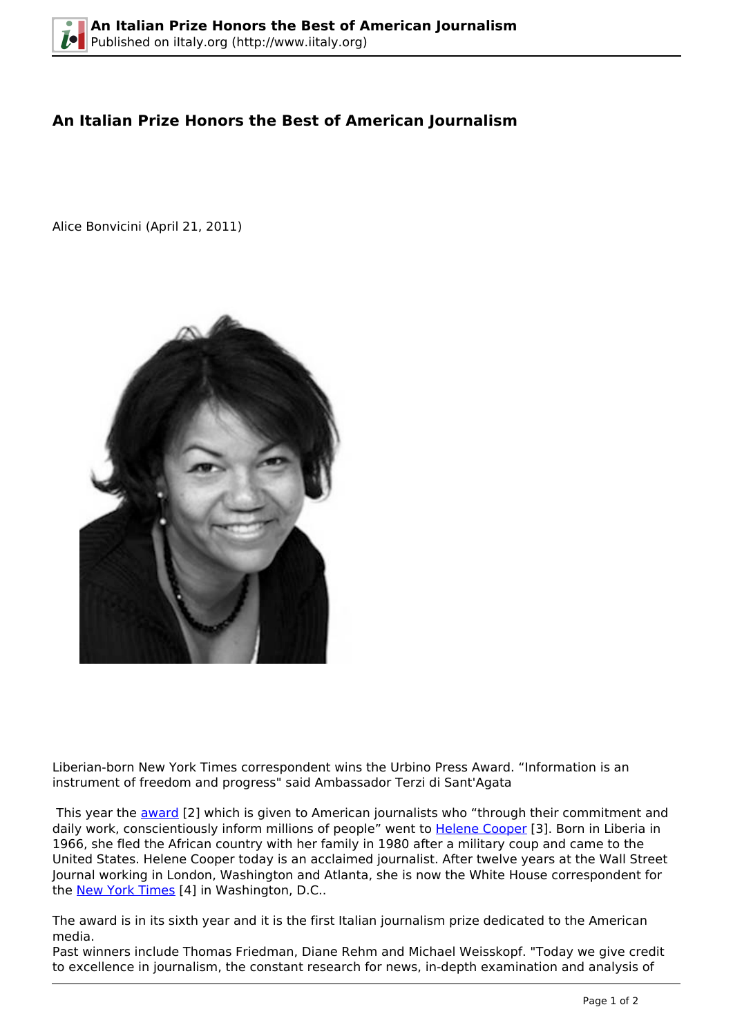# An Italian Prize Honors the Best of American Journalism

Alice Bonvicini (April 21, 2011)

Liberian-born New York Times correspondent wins the Urbino Press Award. “Information is an instrument of freedom and progress" said Ambassador Terzi di Sant'Agata

This year the award [2] which is given to American journalists who “through their commitment and daily work, conscientiously inform millions of people” went to Helene Cooper [3]. Born in Liberia in 1966, she fled the African country with her family in 1980 after a military coup and came to the United States. Helene Cooper today is an acclaimed journalist. After twelve years at the Wall Street Journal working in London, Washington and Atlanta, she is now the White House correspondent for the New York Times [4] in Washington, D.C..

The award is in its sixth year and it is the first Italian journalism prize dedicated to the American media.

Past winners include Thomas Friedman, Diane Rehm and Michael Weisskopf. "Today we give credit to excellence in journalism, the constant research for news, in-depth examination and analysis of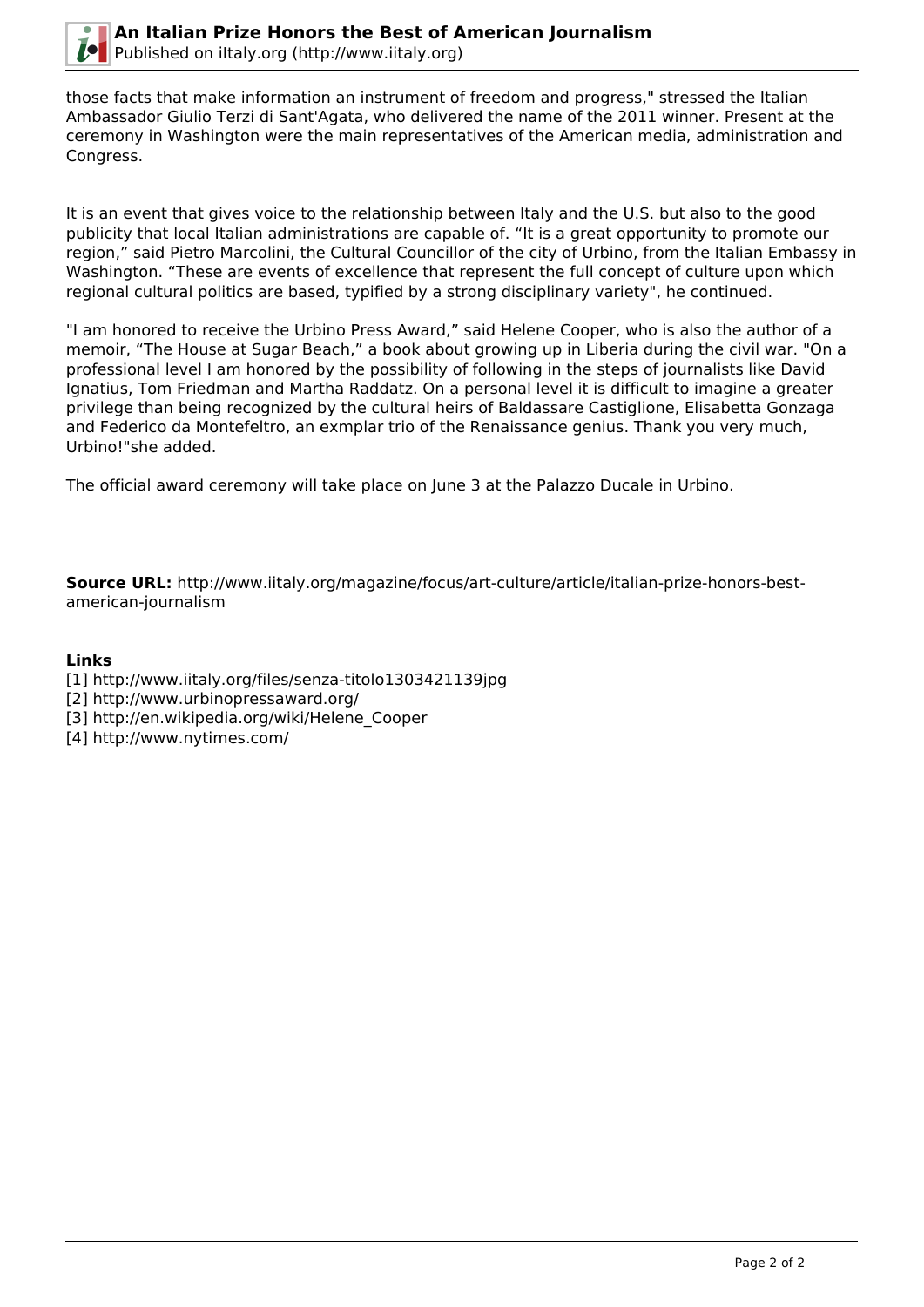those facts that make information an instrument of freedom and progress," stressed the Italian Ambassador Giulio Terzi di Sant'Agata, who delivered the name of the 2011 winner. Present at the ceremony in Washington were the main representatives of the American media, administration and Congress.

It is an event that gives voice to the relationship between Italy and the U.S. but also to the good publicity that local Italian administrations are capable of. “It is a great opportunity to promote our region,” said Pietro Marcolini, the Cultural Councillor of the city of Urbino, from the Italian Embassy in Washington. “These are events of excellence that represent the full concept of culture upon which regional cultural politics are based, typified by a strong disciplinary variety", he continued.

"I am honored to receive the Urbino Press Award,” said Helene Cooper, who is also the author of a memoir, “The House at Sugar Beach,” a book about growing up in Liberia during the civil war. "On a professional level I am honored by the possibility of following in the steps of journalists like David Ignatius, Tom Friedman and Martha Raddatz. On a personal level it is difficult to imagine a greater privilege than being recognized by the cultural heirs of Baldassare Castiglione, Elisabetta Gonzaga and Federico da Montefeltro, an exmplar trio of the Renaissance genius. Thank you very much, Urbino!"she added.

The official award ceremony will take place on June 3 at the Palazzo Ducale in Urbino.

**Source URL:** http://www.iitaly.org/magazine/focus/art-culture/article/italian-prize-honors-best-american-journalism

**Links**
[1] http://www.iitaly.org/files/senza-titolo1303421139jpg
[2] http://www.urbinopressaward.org/
[3] http://en.wikipedia.org/wiki/Helene_Cooper
[4] http://www.nytimes.com/